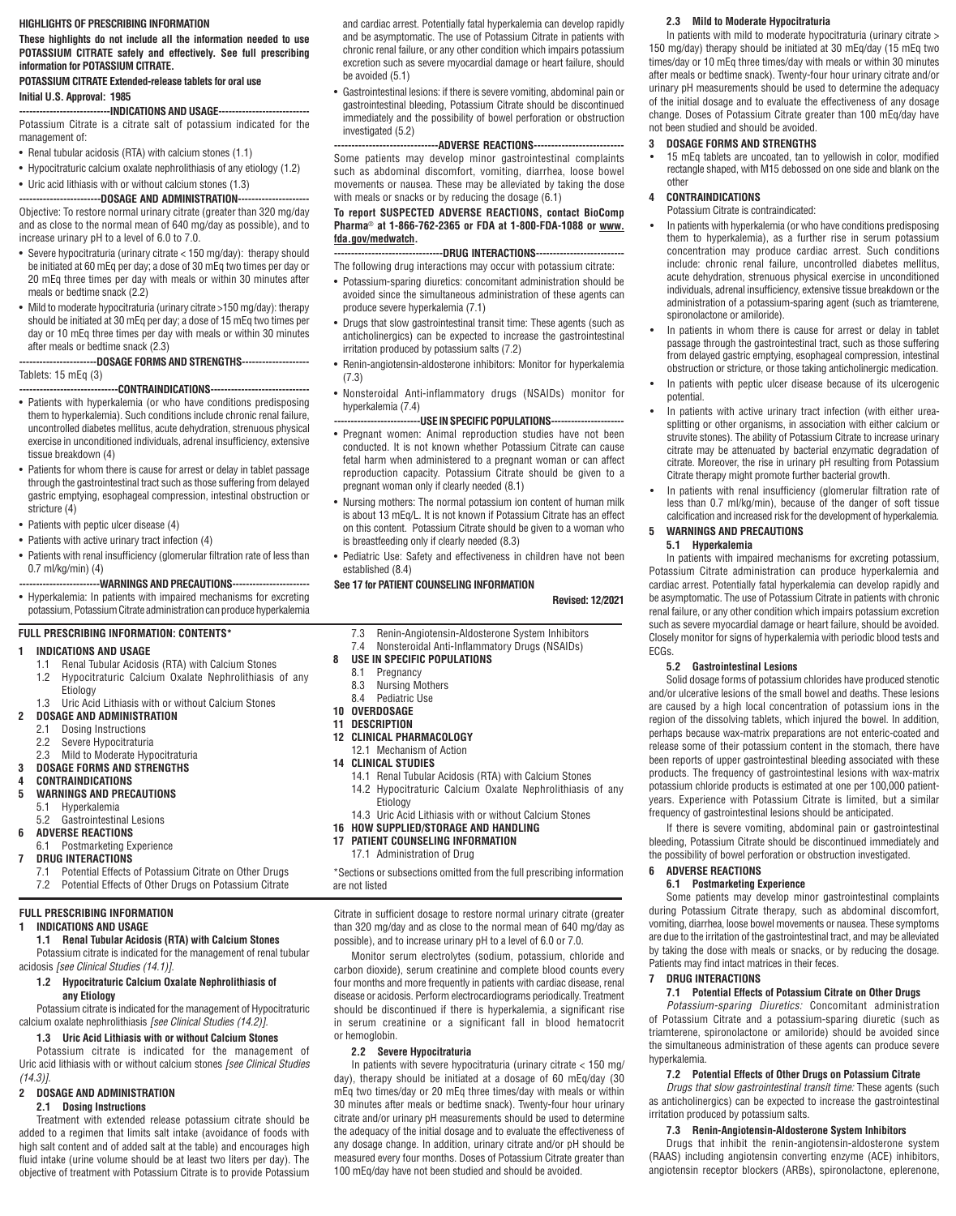# HIGHLIGHTS OF PRESCRIBING INFORMATION

**These highlights do not include all the information needed to use POTASSIUM CITRATE safely and effectively. See full prescribing information for POTASSIUM CITRATE.**

**POTASSIUM CITRATE Extended-release tablets for oral use**

**Initial U.S. Approval: 1985**

**---INDICATIONS AND USAGE---**

Potassium Citrate is a citrate salt of potassium indicated for the management of:

- Renal tubular acidosis (RTA) with calcium stones (1.1)
- Hypocitraturic calcium oxalate nephrolithiasis of any etiology (1.2)
- Uric acid lithiasis with or without calcium stones (1.3)

**---DOSAGE AND ADMINISTRATION---**

Objective: To restore normal urinary citrate (greater than 320 mg/day and as close to the normal mean of 640 mg/day as possible), and to increase urinary pH to a level of 6.0 to 7.0.

- Severe hypocitraturia (urinary citrate < 150 mg/day): therapy should be initiated at 60 mEq per day; a dose of 30 mEq two times per day or 20 mEq three times per day with meals or within 30 minutes after meals or bedtime snack (2.2)
- Mild to moderate hypocitraturia (urinary citrate >150 mg/day): therapy should be initiated at 30 mEq per day; a dose of 15 mEq two times per day or 10 mEq three times per day with meals or within 30 minutes after meals or bedtime snack (2.3)

**---DOSAGE FORMS AND STRENGTHS---**

Tablets: 15 mEq (3)

**---CONTRAINDICATIONS---**

- Patients with hyperkalemia (or who have conditions predisposing them to hyperkalemia). Such conditions include chronic renal failure, uncontrolled diabetes mellitus, acute dehydration, strenuous physical exercise in unconditioned individuals, adrenal insufficiency, extensive tissue breakdown (4)
- Patients for whom there is cause for arrest or delay in tablet passage through the gastrointestinal tract such as those suffering from delayed gastric emptying, esophageal compression, intestinal obstruction or stricture (4)
- Patients with peptic ulcer disease (4)
- Patients with active urinary tract infection (4)
- Patients with renal insufficiency (glomerular filtration rate of less than 0.7 ml/kg/min) (4)

**---WARNINGS AND PRECAUTIONS---**

- Hyperkalemia: In patients with impaired mechanisms for excreting potassium, Potassium Citrate administration can produce hyperkalemia and cardiac arrest. Potentially fatal hyperkalemia can develop rapidly and be asymptomatic. The use of Potassium Citrate in patients with chronic renal failure, or any other condition which impairs potassium excretion such as severe myocardial damage or heart failure, should be avoided (5.1)
- Gastrointestinal lesions: if there is severe vomiting, abdominal pain or gastrointestinal bleeding, Potassium Citrate should be discontinued immediately and the possibility of bowel perforation or obstruction investigated (5.2)

**---ADVERSE REACTIONS---**

Some patients may develop minor gastrointestinal complaints such as abdominal discomfort, vomiting, diarrhea, loose bowel movements or nausea. These may be alleviated by taking the dose with meals or snacks or by reducing the dosage (6.1)

**To report SUSPECTED ADVERSE REACTIONS, contact BioComp Pharma® at 1-866-762-2365 or FDA at 1-800-FDA-1088 or www.fda.gov/medwatch.**

**---DRUG INTERACTIONS---**

The following drug interactions may occur with potassium citrate:

- Potassium-sparing diuretics: concomitant administration should be avoided since the simultaneous administration of these agents can produce severe hyperkalemia (7.1)
- Drugs that slow gastrointestinal transit time: These agents (such as anticholinergics) can be expected to increase the gastrointestinal irritation produced by potassium salts (7.2)
- Renin-angiotensin-aldosterone inhibitors: Monitor for hyperkalemia (7.3)
- Nonsteroidal Anti-inflammatory drugs (NSAIDs) monitor for hyperkalemia (7.4)

**---USE IN SPECIFIC POPULATIONS---**

- Pregnant women: Animal reproduction studies have not been conducted. It is not known whether Potassium Citrate can cause fetal harm when administered to a pregnant woman or can affect reproduction capacity. Potassium Citrate should be given to a pregnant woman only if clearly needed (8.1)
- Nursing mothers: The normal potassium ion content of human milk is about 13 mEq/L. It is not known if Potassium Citrate has an effect on this content. Potassium Citrate should be given to a woman who is breastfeeding only if clearly needed (8.3)
- Pediatric Use: Safety and effectiveness in children have not been established (8.4)

**See 17 for PATIENT COUNSELING INFORMATION**

**Revised: 12/2021**

# FULL PRESCRIBING INFORMATION: CONTENTS*

**1 INDICATIONS AND USAGE**
- 1.1 Renal Tubular Acidosis (RTA) with Calcium Stones
- 1.2 Hypocitraturic Calcium Oxalate Nephrolithiasis of any Etiology
- 1.3 Uric Acid Lithiasis with or without Calcium Stones

**2 DOSAGE AND ADMINISTRATION**
- 2.1 Dosing Instructions
- 2.2 Severe Hypocitraturia
- 2.3 Mild to Moderate Hypocitraturia

**3 DOSAGE FORMS AND STRENGTHS**

**4 CONTRAINDICATIONS**

**5 WARNINGS AND PRECAUTIONS**
- 5.1 Hyperkalemia
- 5.2 Gastrointestinal Lesions

**6 ADVERSE REACTIONS**
- 6.1 Postmarketing Experience

**7 DRUG INTERACTIONS**
- 7.1 Potential Effects of Potassium Citrate on Other Drugs
- 7.2 Potential Effects of Other Drugs on Potassium Citrate
- 7.3 Renin-Angiotensin-Aldosterone System Inhibitors
- 7.4 Nonsteroidal Anti-Inflammatory Drugs (NSAIDs)

**8 USE IN SPECIFIC POPULATIONS**
- 8.1 Pregnancy
- 8.3 Nursing Mothers
- 8.4 Pediatric Use

**10 OVERDOSAGE**

**11 DESCRIPTION**

**12 CLINICAL PHARMACOLOGY**
- 12.1 Mechanism of Action

**14 CLINICAL STUDIES**
- 14.1 Renal Tubular Acidosis (RTA) with Calcium Stones
- 14.2 Hypocitraturic Calcium Oxalate Nephrolithiasis of any Etiology
- 14.3 Uric Acid Lithiasis with or without Calcium Stones

**16 HOW SUPPLIED/STORAGE AND HANDLING**

**17 PATIENT COUNSELING INFORMATION**
- 17.1 Administration of Drug

*Sections or subsections omitted from the full prescribing information are not listed

# FULL PRESCRIBING INFORMATION

## 1 INDICATIONS AND USAGE

### 1.1 Renal Tubular Acidosis (RTA) with Calcium Stones

Potassium citrate is indicated for the management of renal tubular acidosis *[see Clinical Studies (14.1)]*.

### 1.2 Hypocitraturic Calcium Oxalate Nephrolithiasis of any Etiology

Potassium citrate is indicated for the management of Hypocitraturic calcium oxalate nephrolithiasis *[see Clinical Studies (14.2)]*.

### 1.3 Uric Acid Lithiasis with or without Calcium Stones

Potassium citrate is indicated for the management of Uric acid lithiasis with or without calcium stones *[see Clinical Studies (14.3)]*.

## 2 DOSAGE AND ADMINISTRATION

### 2.1 Dosing Instructions

Treatment with extended release potassium citrate should be added to a regimen that limits salt intake (avoidance of foods with high salt content and of added salt at the table) and encourages high fluid intake (urine volume should be at least two liters per day). The objective of treatment with Potassium Citrate is to provide Potassium Citrate in sufficient dosage to restore normal urinary citrate (greater than 320 mg/day and as close to the normal mean of 640 mg/day as possible), and to increase urinary pH to a level of 6.0 or 7.0.

Monitor serum electrolytes (sodium, potassium, chloride and carbon dioxide), serum creatinine and complete blood counts every four months and more frequently in patients with cardiac disease, renal disease or acidosis. Perform electrocardiograms periodically. Treatment should be discontinued if there is hyperkalemia, a significant rise in serum creatinine or a significant fall in blood hematocrit or hemoglobin.

### 2.2 Severe Hypocitraturia

In patients with severe hypocitraturia (urinary citrate < 150 mg/day), therapy should be initiated at a dosage of 60 mEq/day (30 mEq two times/day or 20 mEq three times/day with meals or within 30 minutes after meals or bedtime snack). Twenty-four hour urinary citrate and/or urinary pH measurements should be used to determine the adequacy of the initial dosage and to evaluate the effectiveness of any dosage change. In addition, urinary citrate and/or pH should be measured every four months. Doses of Potassium Citrate greater than 100 mEq/day have not been studied and should be avoided.

### 2.3 Mild to Moderate Hypocitraturia

In patients with mild to moderate hypocitraturia (urinary citrate > 150 mg/day) therapy should be initiated at 30 mEq/day (15 mEq two times/day or 10 mEq three times/day with meals or within 30 minutes after meals or bedtime snack). Twenty-four hour urinary citrate and/or urinary pH measurements should be used to determine the adequacy of the initial dosage and to evaluate the effectiveness of any dosage change. Doses of Potassium Citrate greater than 100 mEq/day have not been studied and should be avoided.

## 3 DOSAGE FORMS AND STRENGTHS

- 15 mEq tablets are uncoated, tan to yellowish in color, modified rectangle shaped, with M15 debossed on one side and blank on the other

## 4 CONTRAINDICATIONS

Potassium Citrate is contraindicated:

- In patients with hyperkalemia (or who have conditions predisposing them to hyperkalemia), as a further rise in serum potassium concentration may produce cardiac arrest. Such conditions include: chronic renal failure, uncontrolled diabetes mellitus, acute dehydration, strenuous physical exercise in unconditioned individuals, adrenal insufficiency, extensive tissue breakdown or the administration of a potassium-sparing agent (such as triamterene, spironolactone or amiloride).
- In patients in whom there is cause for arrest or delay in tablet passage through the gastrointestinal tract, such as those suffering from delayed gastric emptying, esophageal compression, intestinal obstruction or stricture, or those taking anticholinergic medication.
- In patients with peptic ulcer disease because of its ulcerogenic potential.
- In patients with active urinary tract infection (with either urea-splitting or other organisms, in association with either calcium or struvite stones). The ability of Potassium Citrate to increase urinary citrate may be attenuated by bacterial enzymatic degradation of citrate. Moreover, the rise in urinary pH resulting from Potassium Citrate therapy might promote further bacterial growth.
- In patients with renal insufficiency (glomerular filtration rate of less than 0.7 ml/kg/min), because of the danger of soft tissue calcification and increased risk for the development of hyperkalemia.

## 5 WARNINGS AND PRECAUTIONS

### 5.1 Hyperkalemia

In patients with impaired mechanisms for excreting potassium, Potassium Citrate administration can produce hyperkalemia and cardiac arrest. Potentially fatal hyperkalemia can develop rapidly and be asymptomatic. The use of Potassium Citrate in patients with chronic renal failure, or any other condition which impairs potassium excretion such as severe myocardial damage or heart failure, should be avoided. Closely monitor for signs of hyperkalemia with periodic blood tests and ECGs.

### 5.2 Gastrointestinal Lesions

Solid dosage forms of potassium chlorides have produced stenotic and/or ulcerative lesions of the small bowel and deaths. These lesions are caused by a high local concentration of potassium ions in the region of the dissolving tablets, which injured the bowel. In addition, perhaps because wax-matrix preparations are not enteric-coated and release some of their potassium content in the stomach, there have been reports of upper gastrointestinal bleeding associated with these products. The frequency of gastrointestinal lesions with wax-matrix potassium chloride products is estimated at one per 100,000 patient-years. Experience with Potassium Citrate is limited, but a similar frequency of gastrointestinal lesions should be anticipated.

If there is severe vomiting, abdominal pain or gastrointestinal bleeding, Potassium Citrate should be discontinued immediately and the possibility of bowel perforation or obstruction investigated.

## 6 ADVERSE REACTIONS

### 6.1 Postmarketing Experience

Some patients may develop minor gastrointestinal complaints during Potassium Citrate therapy, such as abdominal discomfort, vomiting, diarrhea, loose bowel movements or nausea. These symptoms are due to the irritation of the gastrointestinal tract, and may be alleviated by taking the dose with meals or snacks, or by reducing the dosage. Patients may find intact matrices in their feces.

## 7 DRUG INTERACTIONS

### 7.1 Potential Effects of Potassium Citrate on Other Drugs

*Potassium-sparing Diuretics:* Concomitant administration of Potassium Citrate and a potassium-sparing diuretic (such as triamterene, spironolactone or amiloride) should be avoided since the simultaneous administration of these agents can produce severe hyperkalemia.

### 7.2 Potential Effects of Other Drugs on Potassium Citrate

*Drugs that slow gastrointestinal transit time:* These agents (such as anticholinergics) can be expected to increase the gastrointestinal irritation produced by potassium salts.

### 7.3 Renin-Angiotensin-Aldosterone System Inhibitors

Drugs that inhibit the renin-angiotensin-aldosterone system (RAAS) including angiotensin converting enzyme (ACE) inhibitors, angiotensin receptor blockers (ARBs), spironolactone, eplerenone,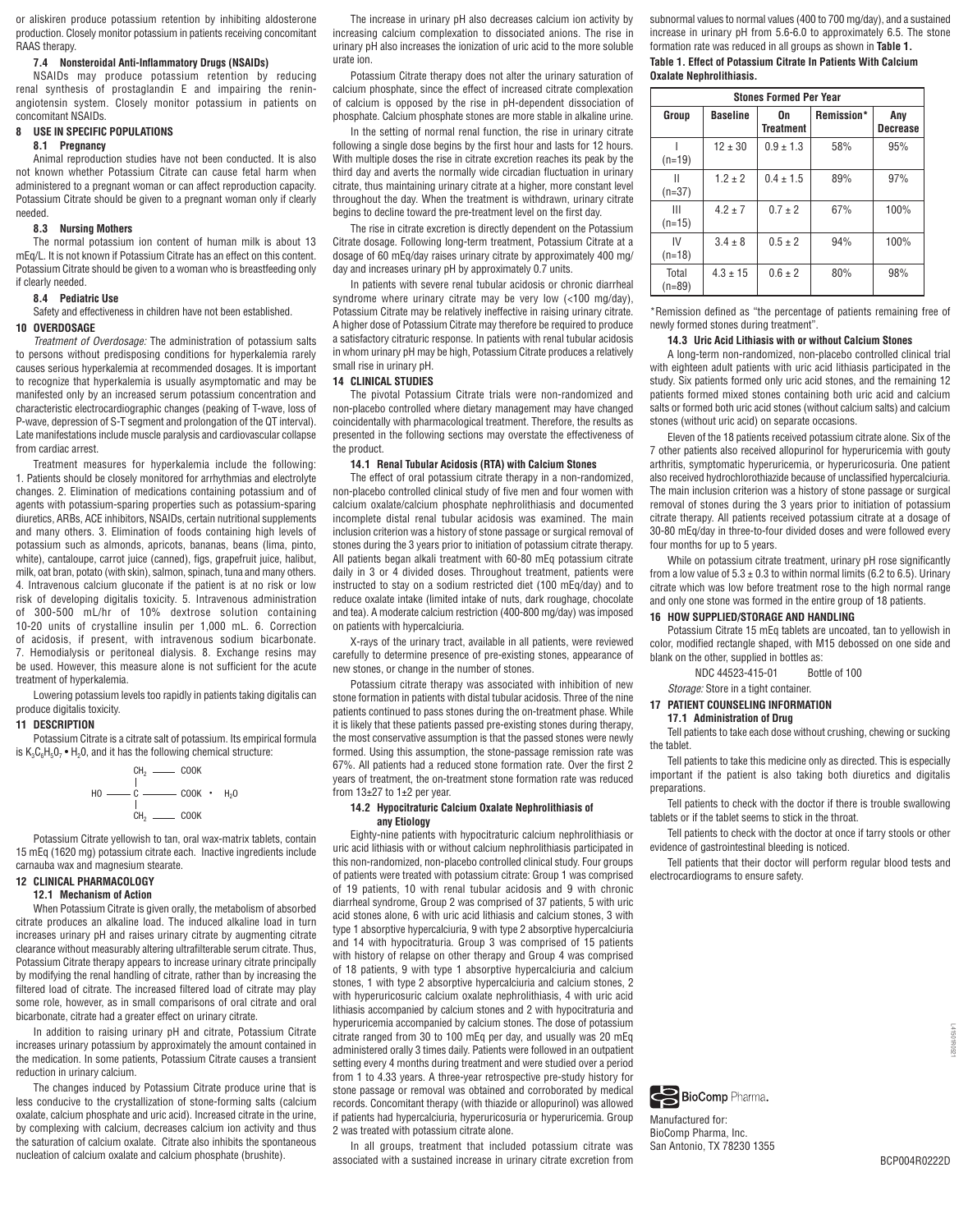or aliskiren produce potassium retention by inhibiting aldosterone production. Closely monitor potassium in patients receiving concomitant RAAS therapy.

### 7.4 Nonsteroidal Anti-Inflammatory Drugs (NSAIDs)

NSAIDs may produce potassium retention by reducing renal synthesis of prostaglandin E and impairing the renin-angiotensin system. Closely monitor potassium in patients on concomitant NSAIDs.

## 8 USE IN SPECIFIC POPULATIONS

### 8.1 Pregnancy

Animal reproduction studies have not been conducted. It is also not known whether Potassium Citrate can cause fetal harm when administered to a pregnant woman or can affect reproduction capacity. Potassium Citrate should be given to a pregnant woman only if clearly needed.

### 8.3 Nursing Mothers

The normal potassium ion content of human milk is about 13 mEq/L. It is not known if Potassium Citrate has an effect on this content. Potassium Citrate should be given to a woman who is breastfeeding only if clearly needed.

### 8.4 Pediatric Use

Safety and effectiveness in children have not been established.

## 10 OVERDOSAGE

*Treatment of Overdosage:* The administration of potassium salts to persons without predisposing conditions for hyperkalemia rarely causes serious hyperkalemia at recommended dosages. It is important to recognize that hyperkalemia is usually asymptomatic and may be manifested only by an increased serum potassium concentration and characteristic electrocardiographic changes (peaking of T-wave, loss of P-wave, depression of S-T segment and prolongation of the QT interval). Late manifestations include muscle paralysis and cardiovascular collapse from cardiac arrest.

Treatment measures for hyperkalemia include the following: 1. Patients should be closely monitored for arrhythmias and electrolyte changes. 2. Elimination of medications containing potassium and of agents with potassium-sparing properties such as potassium-sparing diuretics, ARBs, ACE inhibitors, NSAIDs, certain nutritional supplements and many others. 3. Elimination of foods containing high levels of potassium such as almonds, apricots, bananas, beans (lima, pinto, white), cantaloupe, carrot juice (canned), figs, grapefruit juice, halibut, milk, oat bran, potato (with skin), salmon, spinach, tuna and many others. 4. Intravenous calcium gluconate if the patient is at no risk or low risk of developing digitalis toxicity. 5. Intravenous administration of 300-500 mL/hr of 10% dextrose solution containing 10-20 units of crystalline insulin per 1,000 mL. 6. Correction of acidosis, if present, with intravenous sodium bicarbonate. 7. Hemodialysis or peritoneal dialysis. 8. Exchange resins may be used. However, this measure alone is not sufficient for the acute treatment of hyperkalemia.

Lowering potassium levels too rapidly in patients taking digitalis can produce digitalis toxicity.

## 11 DESCRIPTION

Potassium Citrate is a citrate salt of potassium. Its empirical formula is $K_3C_6H_5O_7 \cdot H_2O$, and it has the following chemical structure:

```
        CH2 —— COOK
        |
HO —— C —— COOK  •  H2O
        |
        CH2 —— COOK
```

Potassium Citrate yellowish to tan, oral wax-matrix tablets, contain 15 mEq (1620 mg) potassium citrate each. Inactive ingredients include carnauba wax and magnesium stearate.

## 12 CLINICAL PHARMACOLOGY

### 12.1 Mechanism of Action

When Potassium Citrate is given orally, the metabolism of absorbed citrate produces an alkaline load. The induced alkaline load in turn increases urinary pH and raises urinary citrate by augmenting citrate clearance without measurably altering ultrafilterable serum citrate. Thus, Potassium Citrate therapy appears to increase urinary citrate principally by modifying the renal handling of citrate, rather than by increasing the filtered load of citrate. The increased filtered load of citrate may play some role, however, as in small comparisons of oral citrate and oral bicarbonate, citrate had a greater effect on urinary citrate.

In addition to raising urinary pH and citrate, Potassium Citrate increases urinary potassium by approximately the amount contained in the medication. In some patients, Potassium Citrate causes a transient reduction in urinary calcium.

The changes induced by Potassium Citrate produce urine that is less conducive to the crystallization of stone-forming salts (calcium oxalate, calcium phosphate and uric acid). Increased citrate in the urine, by complexing with calcium, decreases calcium ion activity and thus the saturation of calcium oxalate. Citrate also inhibits the spontaneous nucleation of calcium oxalate and calcium phosphate (brushite).

The increase in urinary pH also decreases calcium ion activity by increasing calcium complexation to dissociated anions. The rise in urinary pH also increases the ionization of uric acid to the more soluble urate ion.

Potassium Citrate therapy does not alter the urinary saturation of calcium phosphate, since the effect of increased citrate complexation of calcium is opposed by the rise in pH-dependent dissociation of phosphate. Calcium phosphate stones are more stable in alkaline urine.

In the setting of normal renal function, the rise in urinary citrate following a single dose begins by the first hour and lasts for 12 hours. With multiple doses the rise in citrate excretion reaches its peak by the third day and averts the normally wide circadian fluctuation in urinary citrate, thus maintaining urinary citrate at a higher, more constant level throughout the day. When the treatment is withdrawn, urinary citrate begins to decline toward the pre-treatment level on the first day.

The rise in citrate excretion is directly dependent on the Potassium Citrate dosage. Following long-term treatment, Potassium Citrate at a dosage of 60 mEq/day raises urinary citrate by approximately 400 mg/day and increases urinary pH by approximately 0.7 units.

In patients with severe renal tubular acidosis or chronic diarrheal syndrome where urinary citrate may be very low (<100 mg/day), Potassium Citrate may be relatively ineffective in raising urinary citrate. A higher dose of Potassium Citrate may therefore be required to produce a satisfactory citraturic response. In patients with renal tubular acidosis in whom urinary pH may be high, Potassium Citrate produces a relatively small rise in urinary pH.

## 14 CLINICAL STUDIES

The pivotal Potassium Citrate trials were non-randomized and non-placebo controlled where dietary management may have changed coincidentally with pharmacological treatment. Therefore, the results as presented in the following sections may overstate the effectiveness of the product.

### 14.1 Renal Tubular Acidosis (RTA) with Calcium Stones

The effect of oral potassium citrate therapy in a non-randomized, non-placebo controlled clinical study of five men and four women with calcium oxalate/calcium phosphate nephrolithiasis and documented incomplete distal renal tubular acidosis was examined. The main inclusion criterion was a history of stone passage or surgical removal of stones during the 3 years prior to initiation of potassium citrate therapy. All patients began alkali treatment with 60-80 mEq potassium citrate daily in 3 or 4 divided doses. Throughout treatment, patients were instructed to stay on a sodium restricted diet (100 mEq/day) and to reduce oxalate intake (limited intake of nuts, dark roughage, chocolate and tea). A moderate calcium restriction (400-800 mg/day) was imposed on patients with hypercalciuria.

X-rays of the urinary tract, available in all patients, were reviewed carefully to determine presence of pre-existing stones, appearance of new stones, or change in the number of stones.

Potassium citrate therapy was associated with inhibition of new stone formation in patients with distal tubular acidosis. Three of the nine patients continued to pass stones during the on-treatment phase. While it is likely that these patients passed pre-existing stones during therapy, the most conservative assumption is that the passed stones were newly formed. Using this assumption, the stone-passage remission rate was 67%. All patients had a reduced stone formation rate. Over the first 2 years of treatment, the on-treatment stone formation rate was reduced from 13±27 to 1±2 per year.

### 14.2 Hypocitraturic Calcium Oxalate Nephrolithiasis of any Etiology

Eighty-nine patients with hypocitraturic calcium nephrolithiasis or uric acid lithiasis with or without calcium nephrolithiasis participated in this non-randomized, non-placebo controlled clinical study. Four groups of patients were treated with potassium citrate: Group 1 was comprised of 19 patients, 10 with renal tubular acidosis and 9 with chronic diarrheal syndrome, Group 2 was comprised of 37 patients, 5 with uric acid stones alone, 6 with uric acid lithiasis and calcium stones, 3 with type 1 absorptive hypercalciuria, 9 with type 2 absorptive hypercalciuria and 14 with hypocitraturia. Group 3 was comprised of 15 patients with history of relapse on other therapy and Group 4 was comprised of 18 patients, 9 with type 1 absorptive hypercalciuria and calcium stones, 1 with type 2 absorptive hypercalciuria and calcium stones, 2 with hyperuricosuric calcium oxalate nephrolithiasis, 4 with uric acid lithiasis accompanied by calcium stones and 2 with hypocitraturia and hyperuricemia accompanied by calcium stones. The dose of potassium citrate ranged from 30 to 100 mEq per day, and usually was 20 mEq administered orally 3 times daily. Patients were followed in an outpatient setting every 4 months during treatment and were studied over a period from 1 to 4.33 years. A three-year retrospective pre-study history for stone passage or removal was obtained and corroborated by medical records. Concomitant therapy (with thiazide or allopurinol) was allowed if patients had hypercalciuria, hyperuricosuria or hyperuricemia. Group 2 was treated with potassium citrate alone.

In all groups, treatment that included potassium citrate was associated with a sustained increase in urinary citrate excretion from subnormal values to normal values (400 to 700 mg/day), and a sustained increase in urinary pH from 5.6-6.0 to approximately 6.5. The stone formation rate was reduced in all groups as shown in **Table 1.**

**Table 1. Effect of Potassium Citrate In Patients With Calcium Oxalate Nephrolithiasis.**

| Stones Formed Per Year | | | | |
|---|---|---|---|---|
| **Group** | **Baseline** | **On Treatment** | **Remission*** | **Any Decrease** |
| I (n=19) | 12 ± 30 | 0.9 ± 1.3 | 58% | 95% |
| II (n=37) | 1.2 ± 2 | 0.4 ± 1.5 | 89% | 97% |
| III (n=15) | 4.2 ± 7 | 0.7 ± 2 | 67% | 100% |
| IV (n=18) | 3.4 ± 8 | 0.5 ± 2 | 94% | 100% |
| Total (n=89) | 4.3 ± 15 | 0.6 ± 2 | 80% | 98% |

*Remission defined as "the percentage of patients remaining free of newly formed stones during treatment".

### 14.3 Uric Acid Lithiasis with or without Calcium Stones

A long-term non-randomized, non-placebo controlled clinical trial with eighteen adult patients with uric acid lithiasis participated in the study. Six patients formed only uric acid stones, and the remaining 12 patients formed mixed stones containing both uric acid and calcium salts or formed both uric acid stones (without calcium salts) and calcium stones (without uric acid) on separate occasions.

Eleven of the 18 patients received potassium citrate alone. Six of the 7 other patients also received allopurinol for hyperuricemia with gouty arthritis, symptomatic hyperuricemia, or hyperuricosuria. One patient also received hydrochlorothiazide because of unclassified hypercalciuria. The main inclusion criterion was a history of stone passage or surgical removal of stones during the 3 years prior to initiation of potassium citrate therapy. All patients received potassium citrate at a dosage of 30-80 mEq/day in three-to-four divided doses and were followed every four months for up to 5 years.

While on potassium citrate treatment, urinary pH rose significantly from a low value of 5.3 ± 0.3 to within normal limits (6.2 to 6.5). Urinary citrate which was low before treatment rose to the high normal range and only one stone was formed in the entire group of 18 patients.

## 16 HOW SUPPLIED/STORAGE AND HANDLING

Potassium Citrate 15 mEq tablets are uncoated, tan to yellowish in color, modified rectangle shaped, with M15 debossed on one side and blank on the other, supplied in bottles as:

NDC 44523-415-01 Bottle of 100

*Storage:* Store in a tight container.

## 17 PATIENT COUNSELING INFORMATION

### 17.1 Administration of Drug

Tell patients to take each dose without crushing, chewing or sucking the tablet.

Tell patients to take this medicine only as directed. This is especially important if the patient is also taking both diuretics and digitalis preparations.

Tell patients to check with the doctor if there is trouble swallowing tablets or if the tablet seems to stick in the throat.

Tell patients to check with the doctor at once if tarry stools or other evidence of gastrointestinal bleeding is noticed.

Tell patients that their doctor will perform regular blood tests and electrocardiograms to ensure safety.

BioComp Pharma.

Manufactured for:
BioComp Pharma, Inc.
San Antonio, TX 78230 1355

BCP004R0222D